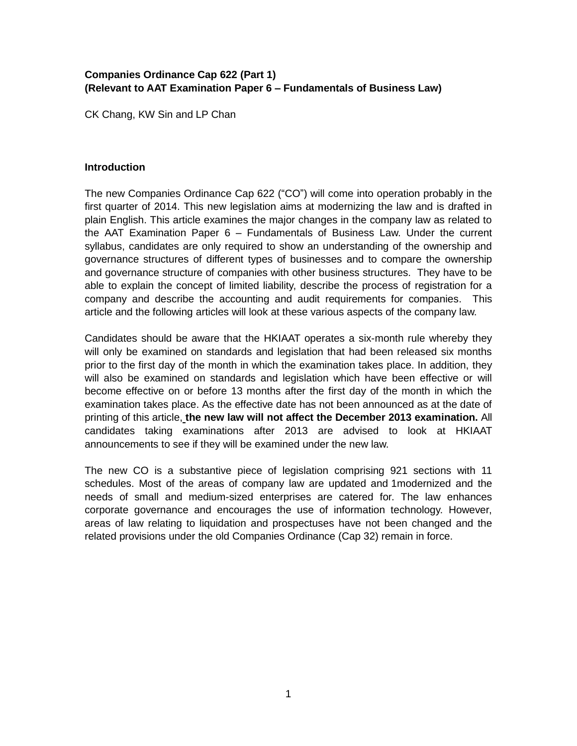**Companies Ordinance Cap 622 (Part 1)**
**(Relevant to AAT Examination Paper 6 – Fundamentals of Business Law)**

CK Chang, KW Sin and LP Chan

**Introduction**

The new Companies Ordinance Cap 622 ("CO") will come into operation probably in the first quarter of 2014. This new legislation aims at modernizing the law and is drafted in plain English. This article examines the major changes in the company law as related to the AAT Examination Paper 6 – Fundamentals of Business Law. Under the current syllabus, candidates are only required to show an understanding of the ownership and governance structures of different types of businesses and to compare the ownership and governance structure of companies with other business structures. They have to be able to explain the concept of limited liability, describe the process of registration for a company and describe the accounting and audit requirements for companies. This article and the following articles will look at these various aspects of the company law.

Candidates should be aware that the HKIAAT operates a six-month rule whereby they will only be examined on standards and legislation that had been released six months prior to the first day of the month in which the examination takes place. In addition, they will also be examined on standards and legislation which have been effective or will become effective on or before 13 months after the first day of the month in which the examination takes place. As the effective date has not been announced as at the date of printing of this article, **the new law will not affect the December 2013 examination.** All candidates taking examinations after 2013 are advised to look at HKIAAT announcements to see if they will be examined under the new law.

The new CO is a substantive piece of legislation comprising 921 sections with 11 schedules. Most of the areas of company law are updated and 1modernized and the needs of small and medium-sized enterprises are catered for. The law enhances corporate governance and encourages the use of information technology. However, areas of law relating to liquidation and prospectuses have not been changed and the related provisions under the old Companies Ordinance (Cap 32) remain in force.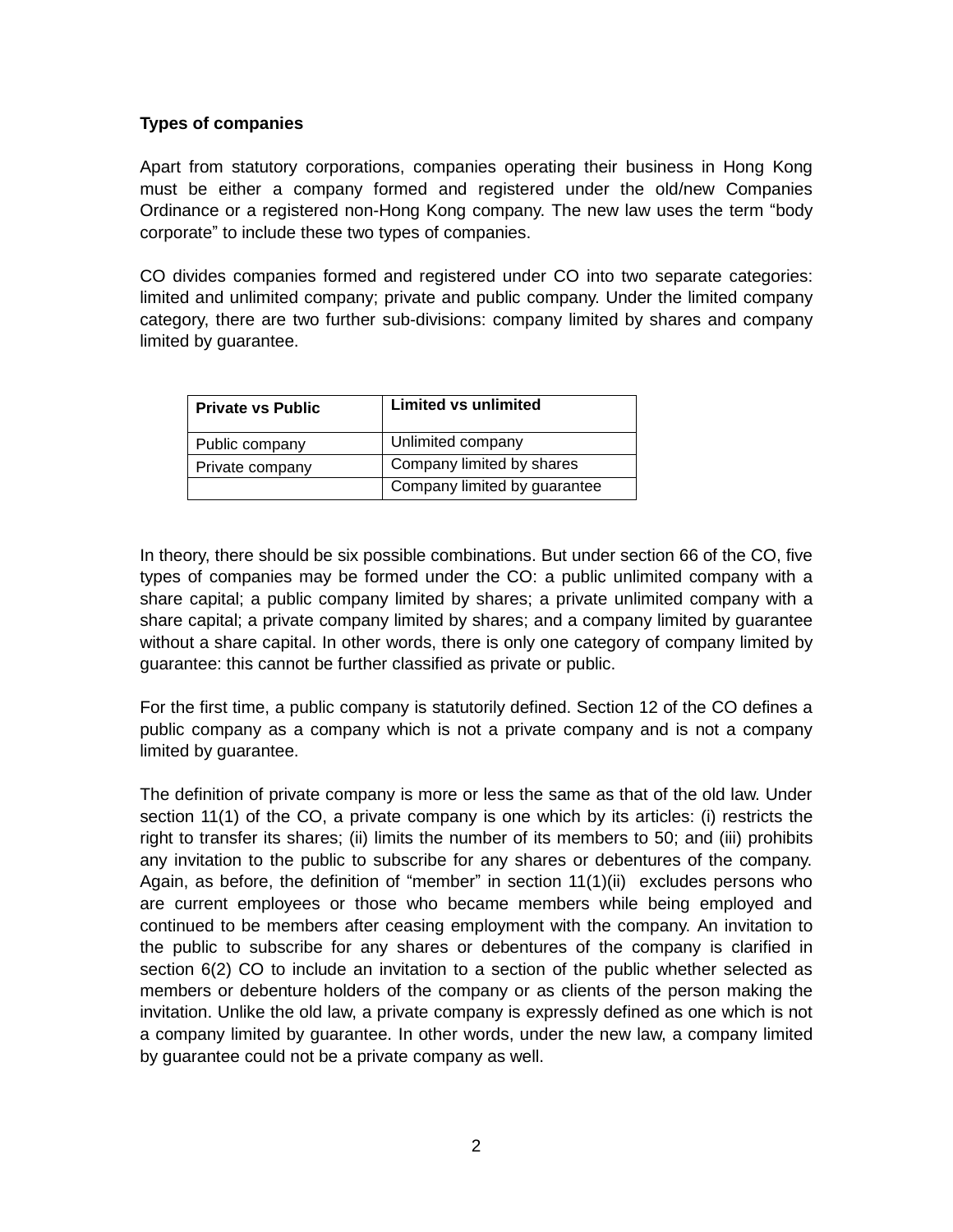**Types of companies**

Apart from statutory corporations, companies operating their business in Hong Kong must be either a company formed and registered under the old/new Companies Ordinance or a registered non-Hong Kong company. The new law uses the term "body corporate" to include these two types of companies.

CO divides companies formed and registered under CO into two separate categories: limited and unlimited company; private and public company. Under the limited company category, there are two further sub-divisions: company limited by shares and company limited by guarantee.

| Private vs Public | Limited vs unlimited |
|---|---|
| Public company | Unlimited company |
| Private company | Company limited by shares |
| | Company limited by guarantee |

In theory, there should be six possible combinations. But under section 66 of the CO, five types of companies may be formed under the CO: a public unlimited company with a share capital; a public company limited by shares; a private unlimited company with a share capital; a private company limited by shares; and a company limited by guarantee without a share capital. In other words, there is only one category of company limited by guarantee: this cannot be further classified as private or public.

For the first time, a public company is statutorily defined. Section 12 of the CO defines a public company as a company which is not a private company and is not a company limited by guarantee.

The definition of private company is more or less the same as that of the old law. Under section 11(1) of the CO, a private company is one which by its articles: (i) restricts the right to transfer its shares; (ii) limits the number of its members to 50; and (iii) prohibits any invitation to the public to subscribe for any shares or debentures of the company. Again, as before, the definition of "member" in section 11(1)(ii) excludes persons who are current employees or those who became members while being employed and continued to be members after ceasing employment with the company. An invitation to the public to subscribe for any shares or debentures of the company is clarified in section 6(2) CO to include an invitation to a section of the public whether selected as members or debenture holders of the company or as clients of the person making the invitation. Unlike the old law, a private company is expressly defined as one which is not a company limited by guarantee. In other words, under the new law, a company limited by guarantee could not be a private company as well.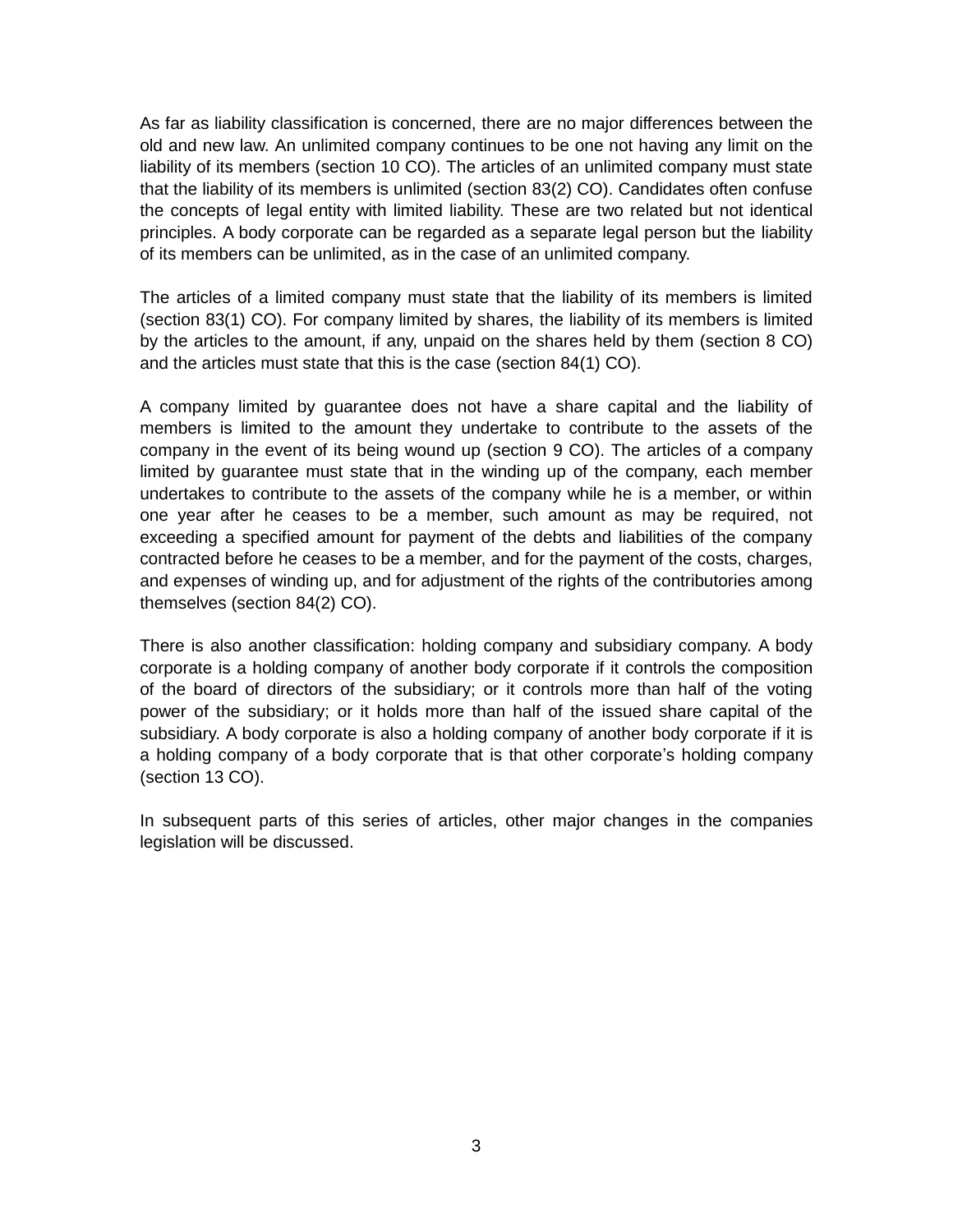As far as liability classification is concerned, there are no major differences between the old and new law. An unlimited company continues to be one not having any limit on the liability of its members (section 10 CO). The articles of an unlimited company must state that the liability of its members is unlimited (section 83(2) CO). Candidates often confuse the concepts of legal entity with limited liability. These are two related but not identical principles. A body corporate can be regarded as a separate legal person but the liability of its members can be unlimited, as in the case of an unlimited company.

The articles of a limited company must state that the liability of its members is limited (section 83(1) CO). For company limited by shares, the liability of its members is limited by the articles to the amount, if any, unpaid on the shares held by them (section 8 CO) and the articles must state that this is the case (section 84(1) CO).

A company limited by guarantee does not have a share capital and the liability of members is limited to the amount they undertake to contribute to the assets of the company in the event of its being wound up (section 9 CO). The articles of a company limited by guarantee must state that in the winding up of the company, each member undertakes to contribute to the assets of the company while he is a member, or within one year after he ceases to be a member, such amount as may be required, not exceeding a specified amount for payment of the debts and liabilities of the company contracted before he ceases to be a member, and for the payment of the costs, charges, and expenses of winding up, and for adjustment of the rights of the contributories among themselves (section 84(2) CO).

There is also another classification: holding company and subsidiary company. A body corporate is a holding company of another body corporate if it controls the composition of the board of directors of the subsidiary; or it controls more than half of the voting power of the subsidiary; or it holds more than half of the issued share capital of the subsidiary. A body corporate is also a holding company of another body corporate if it is a holding company of a body corporate that is that other corporate's holding company (section 13 CO).

In subsequent parts of this series of articles, other major changes in the companies legislation will be discussed.